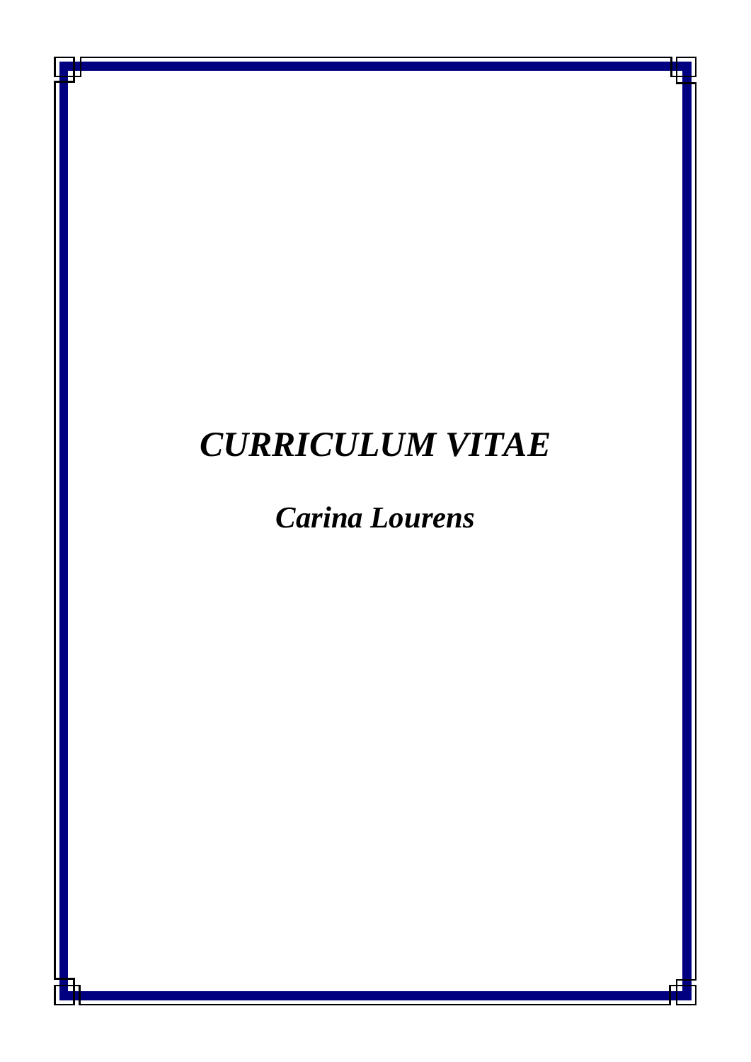# *CURRICULUM VITAE*

## *Carina Lourens*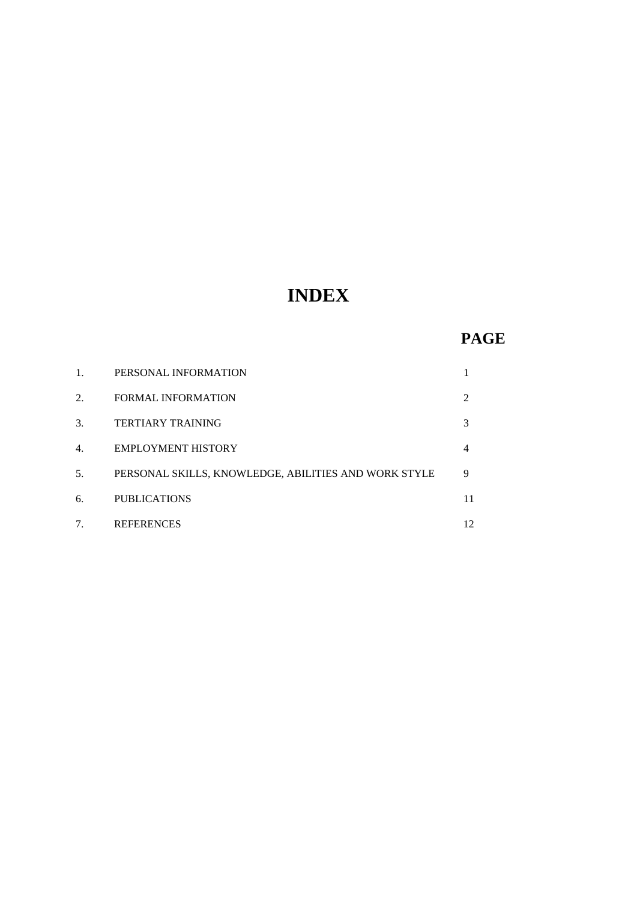# INDEX

| | | PAGE |
|---|---|---|
| 1. | PERSONAL INFORMATION | 1 |
| 2. | FORMAL INFORMATION | 2 |
| 3. | TERTIARY TRAINING | 3 |
| 4. | EMPLOYMENT HISTORY | 4 |
| 5. | PERSONAL SKILLS, KNOWLEDGE, ABILITIES AND WORK STYLE | 9 |
| 6. | PUBLICATIONS | 11 |
| 7. | REFERENCES | 12 |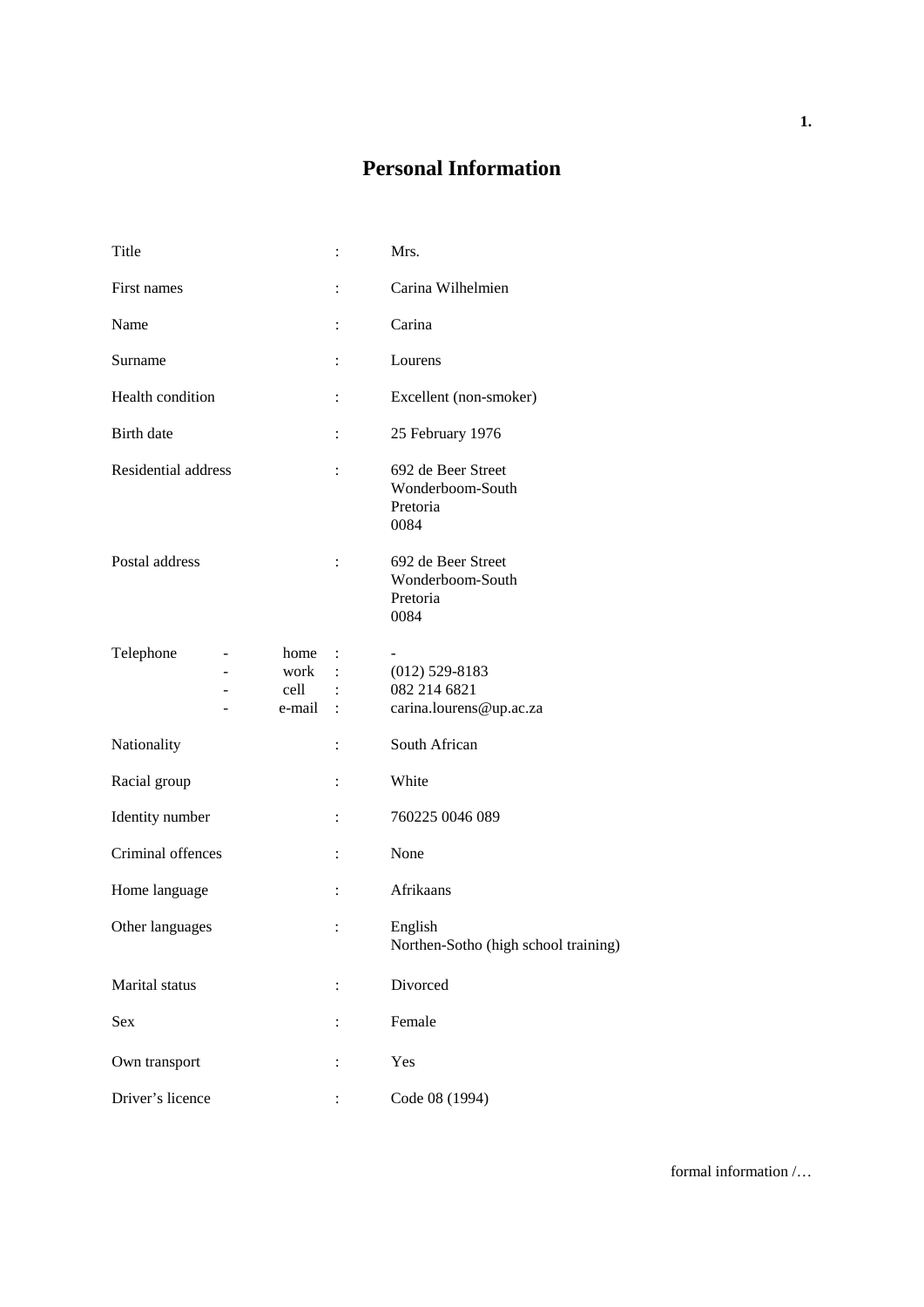# Personal Information

| | | |
|---|---|---|
| Title | : | Mrs. |
| First names | : | Carina Wilhelmien |
| Name | : | Carina |
| Surname | : | Lourens |
| Health condition | : | Excellent (non-smoker) |
| Birth date | : | 25 February 1976 |
| Residential address | : | 692 de Beer Street<br>Wonderboom-South<br>Pretoria<br>0084 |
| Postal address | : | 692 de Beer Street<br>Wonderboom-South<br>Pretoria<br>0084 |
| Telephone - home | : | - |
| - work | : | (012) 529-8183 |
| - cell | : | 082 214 6821 |
| - e-mail | : | carina.lourens@up.ac.za |
| Nationality | : | South African |
| Racial group | : | White |
| Identity number | : | 760225 0046 089 |
| Criminal offences | : | None |
| Home language | : | Afrikaans |
| Other languages | : | English<br>Northen-Sotho (high school training) |
| Marital status | : | Divorced |
| Sex | : | Female |
| Own transport | : | Yes |
| Driver's licence | : | Code 08 (1994) |

formal information /…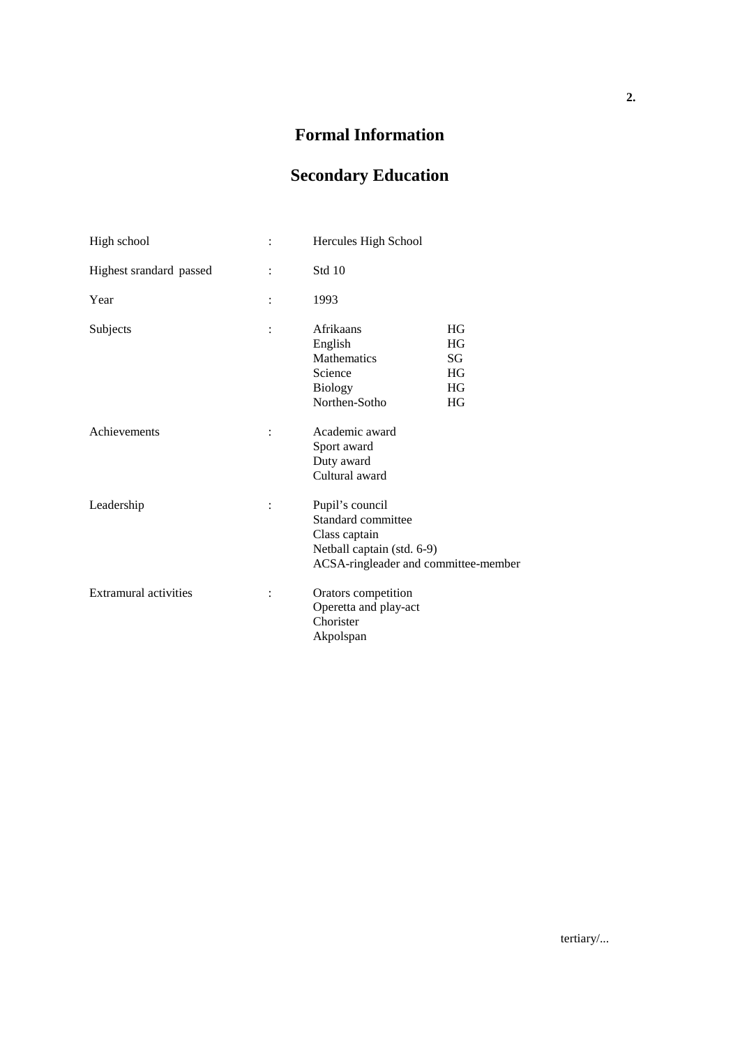# Formal Information

## Secondary Education

| | | |
|---|---|---|
| High school | : | Hercules High School |
| Highest srandard passed | : | Std 10 |
| Year | : | 1993 |
| Subjects | : | Afrikaans HG<br>English HG<br>Mathematics SG<br>Science HG<br>Biology HG<br>Northen-Sotho HG |
| Achievements | : | Academic award<br>Sport award<br>Duty award<br>Cultural award |
| Leadership | : | Pupil's council<br>Standard committee<br>Class captain<br>Netball captain (std. 6-9)<br>ACSA-ringleader and committee-member |
| Extramural activities | : | Orators competition<br>Operetta and play-act<br>Chorister<br>Akpolspan |

tertiary/...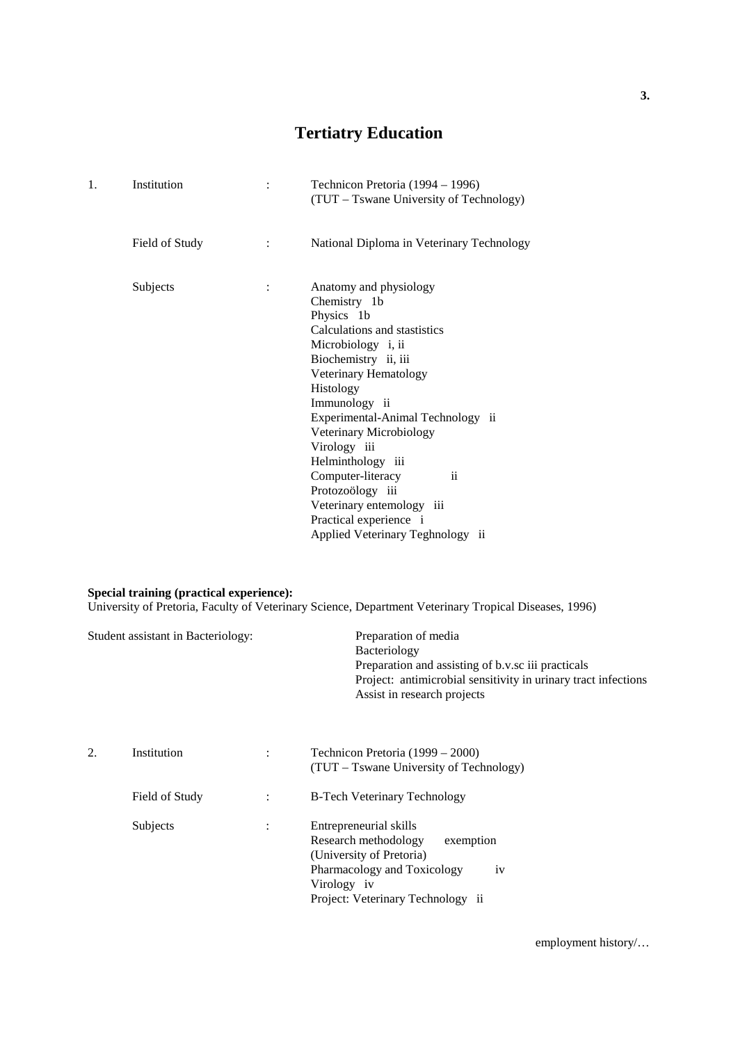# Tertiatry Education

| | | | |
|---|---|---|---|
| 1. | Institution | : | Technicon Pretoria (1994 – 1996)<br>(TUT – Tswane University of Technology) |
| | Field of Study | : | National Diploma in Veterinary Technology |
| | Subjects | : | Anatomy and physiology<br>Chemistry 1b<br>Physics 1b<br>Calculations and stastistics<br>Microbiology i, ii<br>Biochemistry ii, iii<br>Veterinary Hematology<br>Histology<br>Immunology ii<br>Experimental-Animal Technology ii<br>Veterinary Microbiology<br>Virology iii<br>Helminthology iii<br>Computer-literacy ii<br>Protozoölogy iii<br>Veterinary entemology iii<br>Practical experience i<br>Applied Veterinary Teghnology ii |

**Special training (practical experience):**
University of Pretoria, Faculty of Veterinary Science, Department Veterinary Tropical Diseases, 1996)

| | |
|---|---|
| Student assistant in Bacteriology: | Preparation of media<br>Bacteriology<br>Preparation and assisting of b.v.sc iii practicals<br>Project: antimicrobial sensitivity in urinary tract infections<br>Assist in research projects |

| | | | |
|---|---|---|---|
| 2. | Institution | : | Technicon Pretoria (1999 – 2000)<br>(TUT – Tswane University of Technology) |
| | Field of Study | : | B-Tech Veterinary Technology |
| | Subjects | : | Entrepreneurial skills<br>Research methodology exemption<br>(University of Pretoria)<br>Pharmacology and Toxicology iv<br>Virology iv<br>Project: Veterinary Technology ii |

employment history/…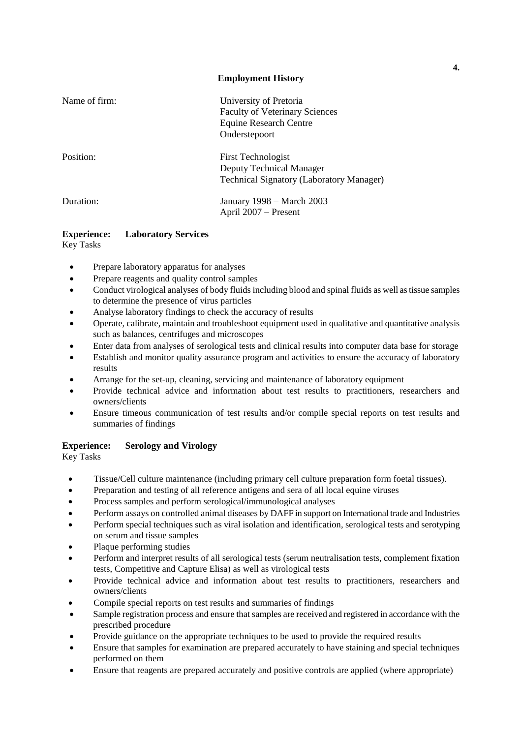## Employment History

| | |
|---|---|
| Name of firm: | University of Pretoria<br>Faculty of Veterinary Sciences<br>Equine Research Centre<br>Onderstepoort |
| Position: | First Technologist<br>Deputy Technical Manager<br>Technical Signatory (Laboratory Manager) |
| Duration: | January 1998 – March 2003<br>April 2007 – Present |

**Experience: Laboratory Services**
Key Tasks

- Prepare laboratory apparatus for analyses
- Prepare reagents and quality control samples
- Conduct virological analyses of body fluids including blood and spinal fluids as well as tissue samples to determine the presence of virus particles
- Analyse laboratory findings to check the accuracy of results
- Operate, calibrate, maintain and troubleshoot equipment used in qualitative and quantitative analysis such as balances, centrifuges and microscopes
- Enter data from analyses of serological tests and clinical results into computer data base for storage
- Establish and monitor quality assurance program and activities to ensure the accuracy of laboratory results
- Arrange for the set-up, cleaning, servicing and maintenance of laboratory equipment
- Provide technical advice and information about test results to practitioners, researchers and owners/clients
- Ensure timeous communication of test results and/or compile special reports on test results and summaries of findings

**Experience: Serology and Virology**
Key Tasks

- Tissue/Cell culture maintenance (including primary cell culture preparation form foetal tissues).
- Preparation and testing of all reference antigens and sera of all local equine viruses
- Process samples and perform serological/immunological analyses
- Perform assays on controlled animal diseases by DAFF in support on International trade and Industries
- Perform special techniques such as viral isolation and identification, serological tests and serotyping on serum and tissue samples
- Plaque performing studies
- Perform and interpret results of all serological tests (serum neutralisation tests, complement fixation tests, Competitive and Capture Elisa) as well as virological tests
- Provide technical advice and information about test results to practitioners, researchers and owners/clients
- Compile special reports on test results and summaries of findings
- Sample registration process and ensure that samples are received and registered in accordance with the prescribed procedure
- Provide guidance on the appropriate techniques to be used to provide the required results
- Ensure that samples for examination are prepared accurately to have staining and special techniques performed on them
- Ensure that reagents are prepared accurately and positive controls are applied (where appropriate)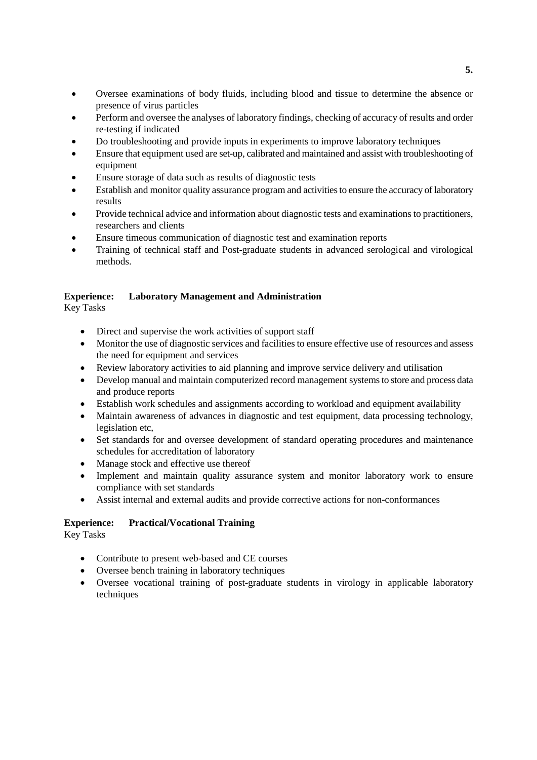- Oversee examinations of body fluids, including blood and tissue to determine the absence or presence of virus particles
- Perform and oversee the analyses of laboratory findings, checking of accuracy of results and order re-testing if indicated
- Do troubleshooting and provide inputs in experiments to improve laboratory techniques
- Ensure that equipment used are set-up, calibrated and maintained and assist with troubleshooting of equipment
- Ensure storage of data such as results of diagnostic tests
- Establish and monitor quality assurance program and activities to ensure the accuracy of laboratory results
- Provide technical advice and information about diagnostic tests and examinations to practitioners, researchers and clients
- Ensure timeous communication of diagnostic test and examination reports
- Training of technical staff and Post-graduate students in advanced serological and virological methods.

**Experience: Laboratory Management and Administration**
Key Tasks

- Direct and supervise the work activities of support staff
- Monitor the use of diagnostic services and facilities to ensure effective use of resources and assess the need for equipment and services
- Review laboratory activities to aid planning and improve service delivery and utilisation
- Develop manual and maintain computerized record management systems to store and process data and produce reports
- Establish work schedules and assignments according to workload and equipment availability
- Maintain awareness of advances in diagnostic and test equipment, data processing technology, legislation etc,
- Set standards for and oversee development of standard operating procedures and maintenance schedules for accreditation of laboratory
- Manage stock and effective use thereof
- Implement and maintain quality assurance system and monitor laboratory work to ensure compliance with set standards
- Assist internal and external audits and provide corrective actions for non-conformances

**Experience: Practical/Vocational Training**
Key Tasks

- Contribute to present web-based and CE courses
- Oversee bench training in laboratory techniques
- Oversee vocational training of post-graduate students in virology in applicable laboratory techniques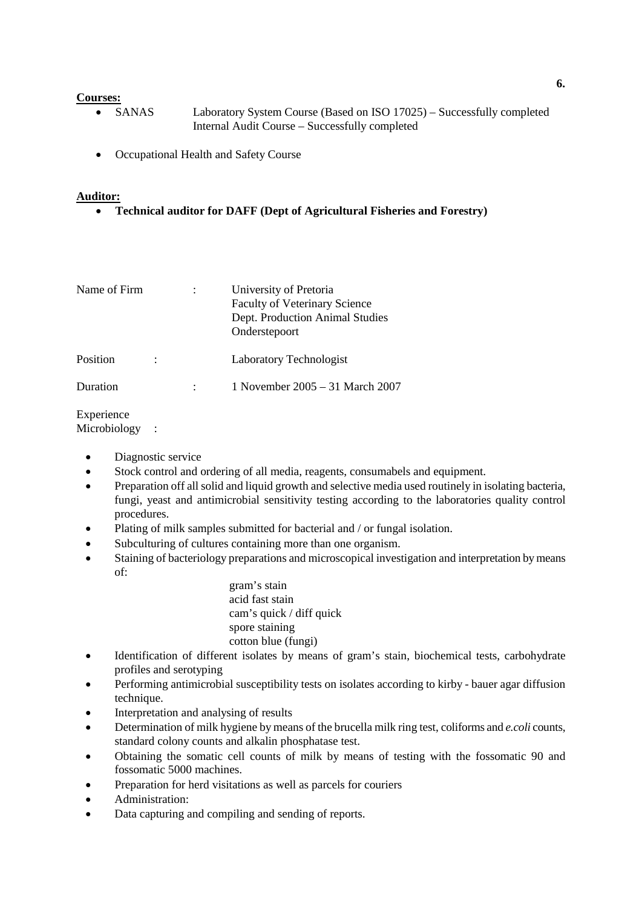**Courses:**

- SANAS Laboratory System Course (Based on ISO 17025) – Successfully completed
  Internal Audit Course – Successfully completed
- Occupational Health and Safety Course

**Auditor:**

- **Technical auditor for DAFF (Dept of Agricultural Fisheries and Forestry)**

Name of Firm : University of Pretoria
Faculty of Veterinary Science
Dept. Production Animal Studies
Onderstepoort

Position : Laboratory Technologist

Duration : 1 November 2005 – 31 March 2007

Experience
Microbiology :

- Diagnostic service
- Stock control and ordering of all media, reagents, consumabels and equipment.
- Preparation off all solid and liquid growth and selective media used routinely in isolating bacteria, fungi, yeast and antimicrobial sensitivity testing according to the laboratories quality control procedures.
- Plating of milk samples submitted for bacterial and / or fungal isolation.
- Subculturing of cultures containing more than one organism.
- Staining of bacteriology preparations and microscopical investigation and interpretation by means of:
  gram's stain
  acid fast stain
  cam's quick / diff quick
  spore staining
  cotton blue (fungi)
- Identification of different isolates by means of gram's stain, biochemical tests, carbohydrate profiles and serotyping
- Performing antimicrobial susceptibility tests on isolates according to kirby - bauer agar diffusion technique.
- Interpretation and analysing of results
- Determination of milk hygiene by means of the brucella milk ring test, coliforms and *e.coli* counts, standard colony counts and alkalin phosphatase test.
- Obtaining the somatic cell counts of milk by means of testing with the fossomatic 90 and fossomatic 5000 machines.
- Preparation for herd visitations as well as parcels for couriers
- Administration:
- Data capturing and compiling and sending of reports.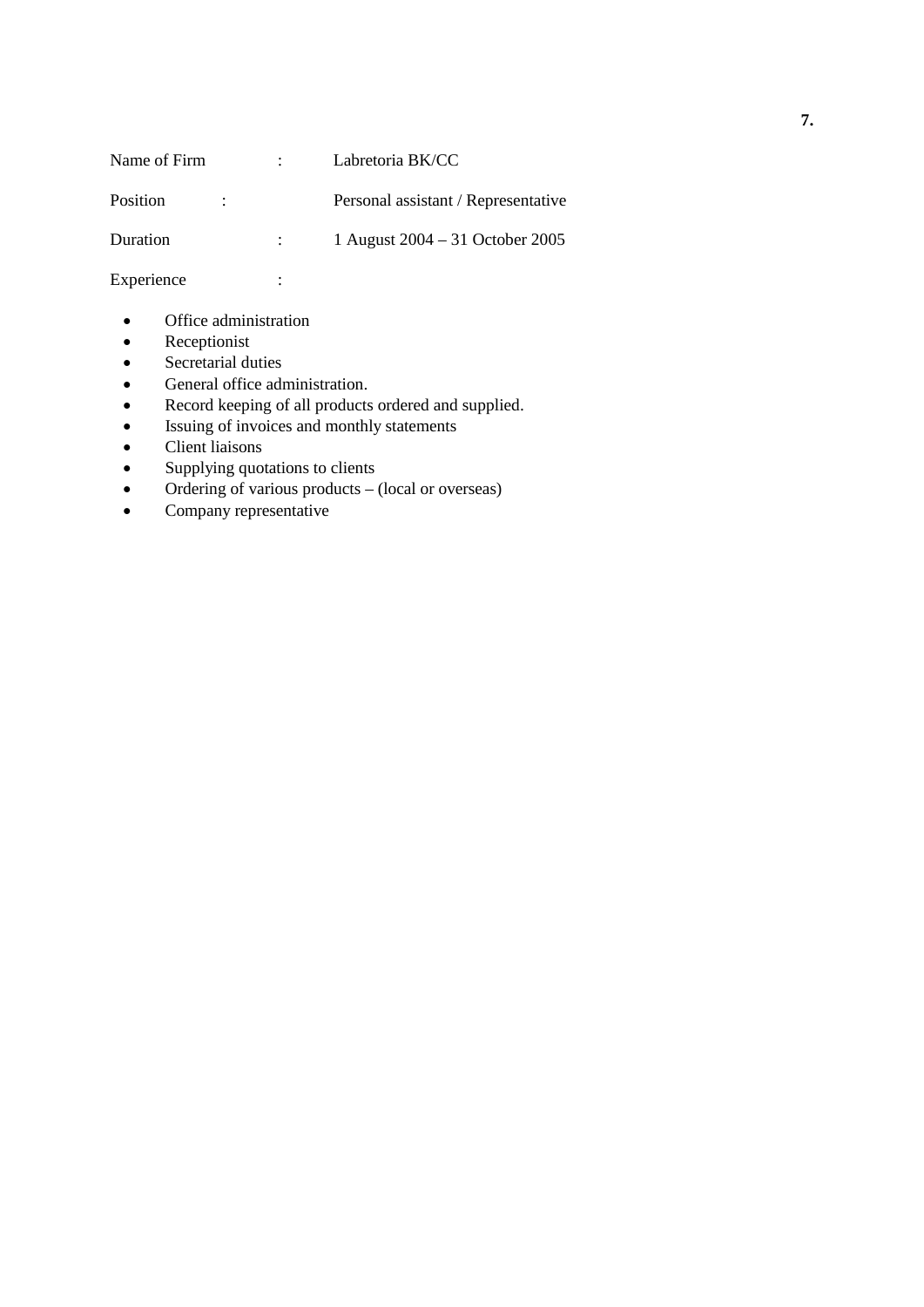Name of Firm : Labretoria BK/CC

Position : Personal assistant / Representative

Duration : 1 August 2004 – 31 October 2005

Experience :

- Office administration
- Receptionist
- Secretarial duties
- General office administration.
- Record keeping of all products ordered and supplied.
- Issuing of invoices and monthly statements
- Client liaisons
- Supplying quotations to clients
- Ordering of various products – (local or overseas)
- Company representative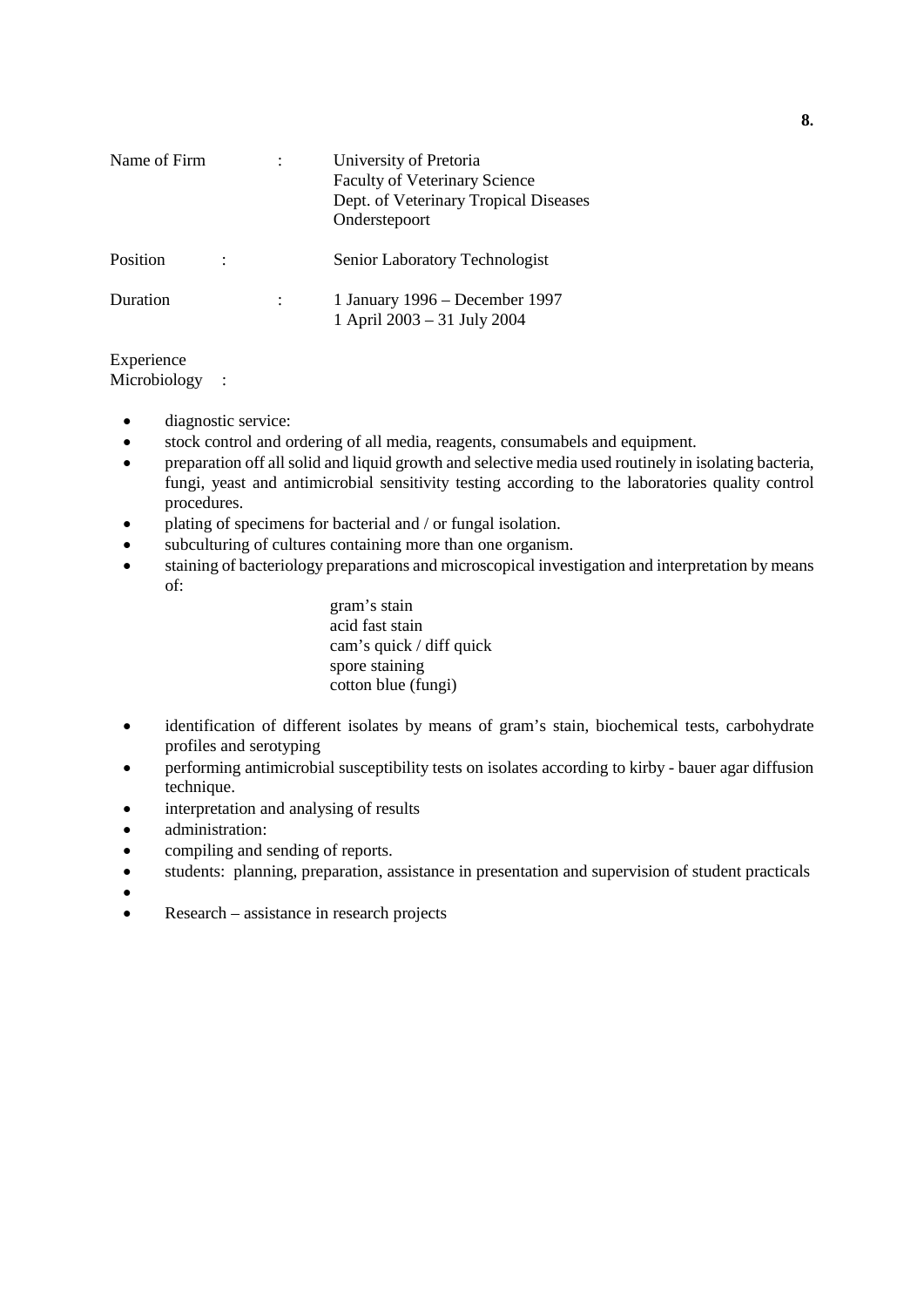| | | |
|---|---|---|
| Name of Firm | : | University of Pretoria<br>Faculty of Veterinary Science<br>Dept. of Veterinary Tropical Diseases<br>Onderstepoort |
| Position | : | Senior Laboratory Technologist |
| Duration | : | 1 January 1996 – December 1997<br>1 April 2003 – 31 July 2004 |

Experience
Microbiology :

- diagnostic service:
- stock control and ordering of all media, reagents, consumabels and equipment.
- preparation off all solid and liquid growth and selective media used routinely in isolating bacteria, fungi, yeast and antimicrobial sensitivity testing according to the laboratories quality control procedures.
- plating of specimens for bacterial and / or fungal isolation.
- subculturing of cultures containing more than one organism.
- staining of bacteriology preparations and microscopical investigation and interpretation by means of:

  gram's stain
  acid fast stain
  cam's quick / diff quick
  spore staining
  cotton blue (fungi)

- identification of different isolates by means of gram's stain, biochemical tests, carbohydrate profiles and serotyping
- performing antimicrobial susceptibility tests on isolates according to kirby - bauer agar diffusion technique.
- interpretation and analysing of results
- administration:
- compiling and sending of reports.
- students: planning, preparation, assistance in presentation and supervision of student practicals
- 
- Research – assistance in research projects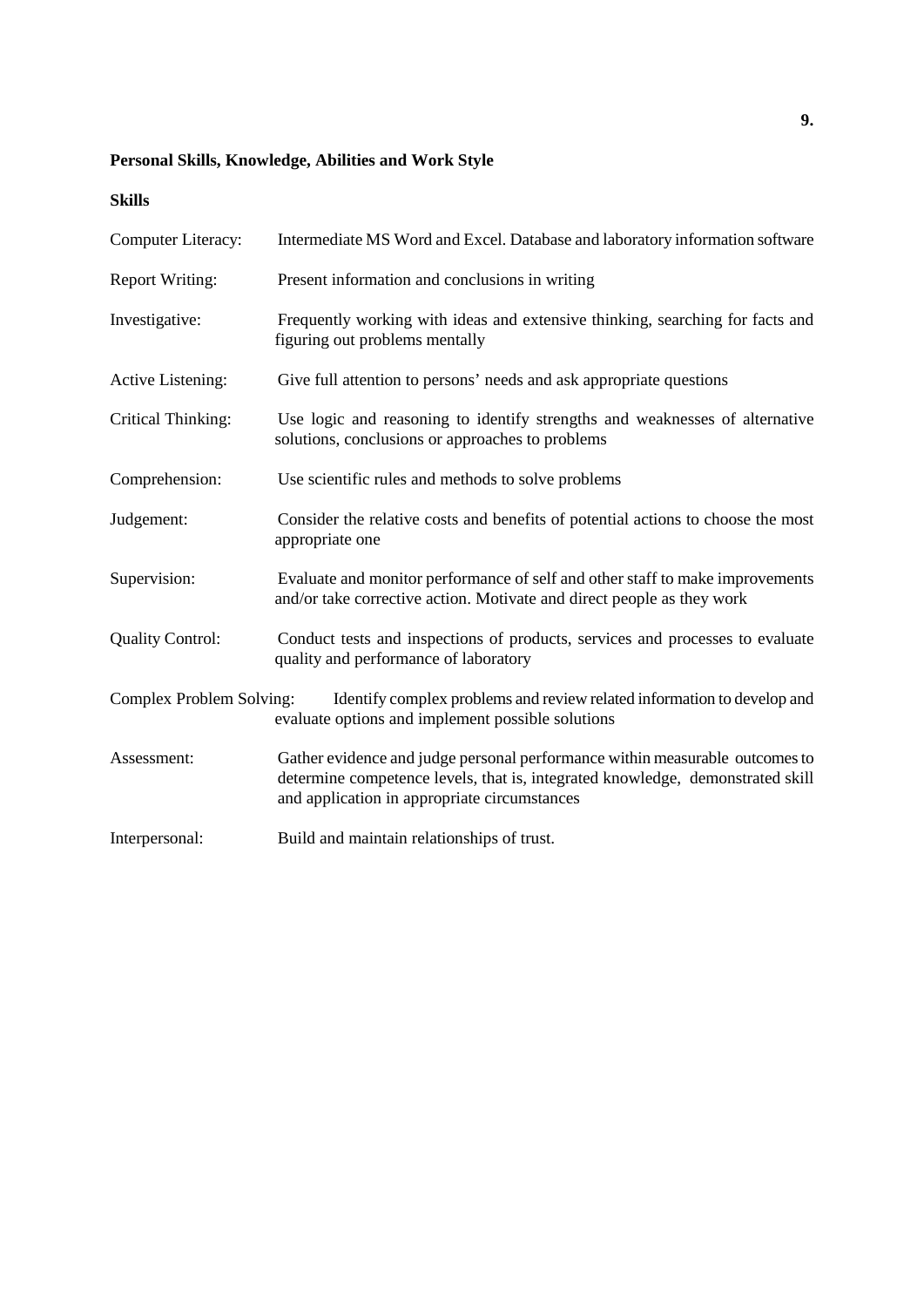**Personal Skills, Knowledge, Abilities and Work Style**

**Skills**

Computer Literacy: Intermediate MS Word and Excel. Database and laboratory information software

Report Writing: Present information and conclusions in writing

Investigative: Frequently working with ideas and extensive thinking, searching for facts and figuring out problems mentally

Active Listening: Give full attention to persons' needs and ask appropriate questions

Critical Thinking: Use logic and reasoning to identify strengths and weaknesses of alternative solutions, conclusions or approaches to problems

Comprehension: Use scientific rules and methods to solve problems

Judgement: Consider the relative costs and benefits of potential actions to choose the most appropriate one

Supervision: Evaluate and monitor performance of self and other staff to make improvements and/or take corrective action. Motivate and direct people as they work

Quality Control: Conduct tests and inspections of products, services and processes to evaluate quality and performance of laboratory

Complex Problem Solving: Identify complex problems and review related information to develop and evaluate options and implement possible solutions

Assessment: Gather evidence and judge personal performance within measurable outcomes to determine competence levels, that is, integrated knowledge, demonstrated skill and application in appropriate circumstances

Interpersonal: Build and maintain relationships of trust.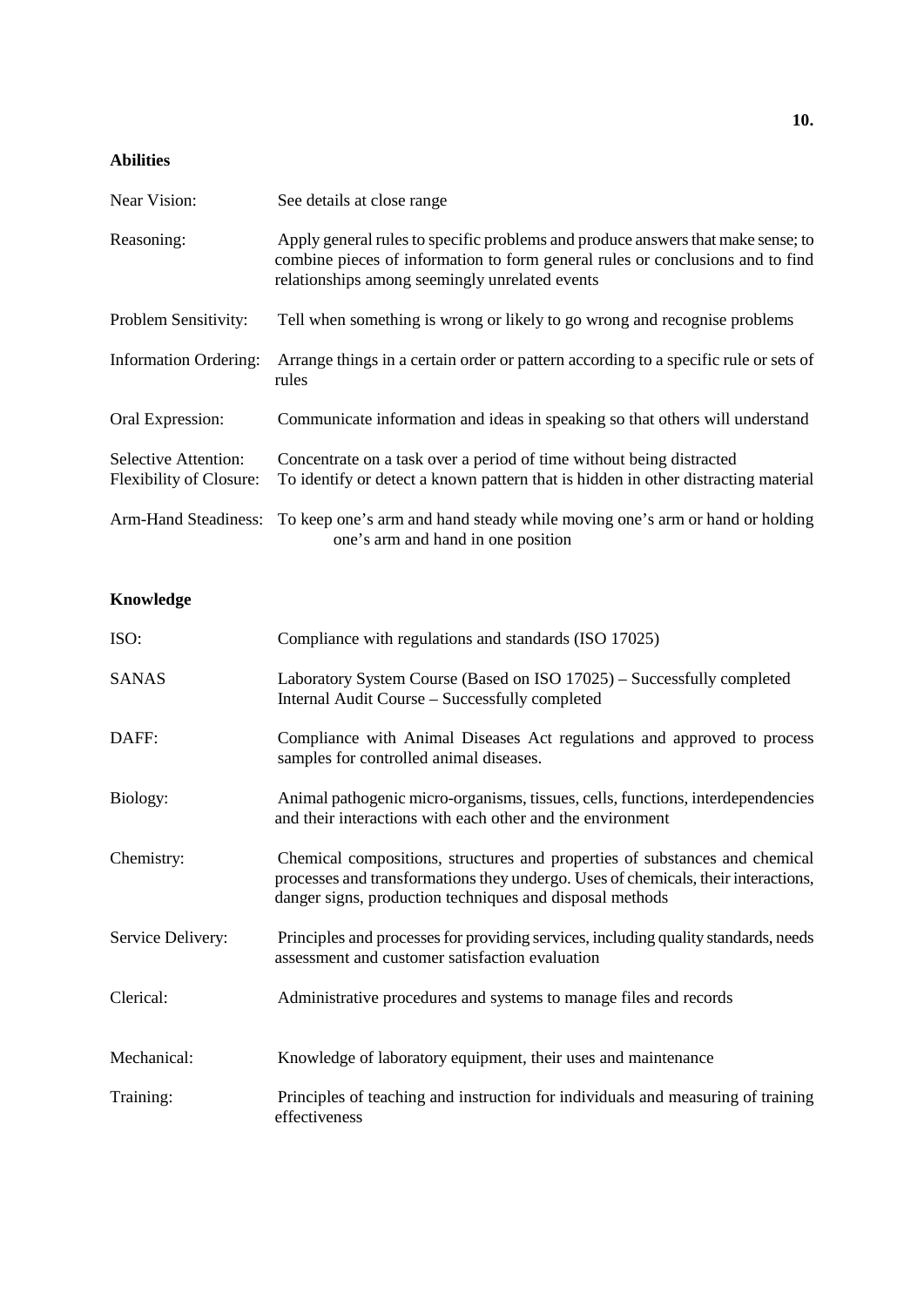## Abilities

| | |
|---|---|
| Near Vision: | See details at close range |
| Reasoning: | Apply general rules to specific problems and produce answers that make sense; to combine pieces of information to form general rules or conclusions and to find relationships among seemingly unrelated events |
| Problem Sensitivity: | Tell when something is wrong or likely to go wrong and recognise problems |
| Information Ordering: | Arrange things in a certain order or pattern according to a specific rule or sets of rules |
| Oral Expression: | Communicate information and ideas in speaking so that others will understand |
| Selective Attention: | Concentrate on a task over a period of time without being distracted |
| Flexibility of Closure: | To identify or detect a known pattern that is hidden in other distracting material |
| Arm-Hand Steadiness: | To keep one's arm and hand steady while moving one's arm or hand or holding one's arm and hand in one position |

## Knowledge

| | |
|---|---|
| ISO: | Compliance with regulations and standards (ISO 17025) |
| SANAS | Laboratory System Course (Based on ISO 17025) – Successfully completed<br>Internal Audit Course – Successfully completed |
| DAFF: | Compliance with Animal Diseases Act regulations and approved to process samples for controlled animal diseases. |
| Biology: | Animal pathogenic micro-organisms, tissues, cells, functions, interdependencies and their interactions with each other and the environment |
| Chemistry: | Chemical compositions, structures and properties of substances and chemical processes and transformations they undergo. Uses of chemicals, their interactions, danger signs, production techniques and disposal methods |
| Service Delivery: | Principles and processes for providing services, including quality standards, needs assessment and customer satisfaction evaluation |
| Clerical: | Administrative procedures and systems to manage files and records |
| Mechanical: | Knowledge of laboratory equipment, their uses and maintenance |
| Training: | Principles of teaching and instruction for individuals and measuring of training effectiveness |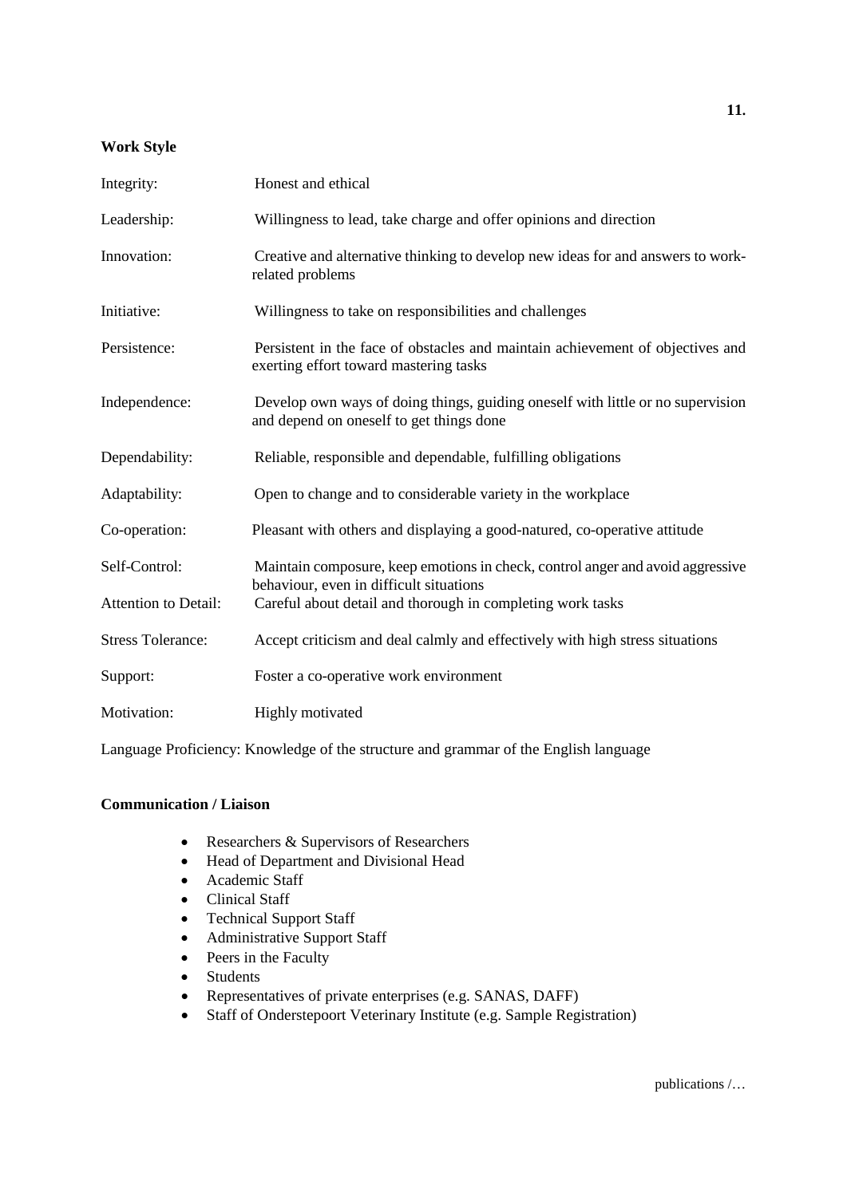**Work Style**

| | |
|---|---|
| Integrity: | Honest and ethical |
| Leadership: | Willingness to lead, take charge and offer opinions and direction |
| Innovation: | Creative and alternative thinking to develop new ideas for and answers to work-related problems |
| Initiative: | Willingness to take on responsibilities and challenges |
| Persistence: | Persistent in the face of obstacles and maintain achievement of objectives and exerting effort toward mastering tasks |
| Independence: | Develop own ways of doing things, guiding oneself with little or no supervision and depend on oneself to get things done |
| Dependability: | Reliable, responsible and dependable, fulfilling obligations |
| Adaptability: | Open to change and to considerable variety in the workplace |
| Co-operation: | Pleasant with others and displaying a good-natured, co-operative attitude |
| Self-Control: | Maintain composure, keep emotions in check, control anger and avoid aggressive behaviour, even in difficult situations |
| Attention to Detail: | Careful about detail and thorough in completing work tasks |
| Stress Tolerance: | Accept criticism and deal calmly and effectively with high stress situations |
| Support: | Foster a co-operative work environment |
| Motivation: | Highly motivated |

Language Proficiency: Knowledge of the structure and grammar of the English language

**Communication / Liaison**

- Researchers & Supervisors of Researchers
- Head of Department and Divisional Head
- Academic Staff
- Clinical Staff
- Technical Support Staff
- Administrative Support Staff
- Peers in the Faculty
- Students
- Representatives of private enterprises (e.g. SANAS, DAFF)
- Staff of Onderstepoort Veterinary Institute (e.g. Sample Registration)

publications /…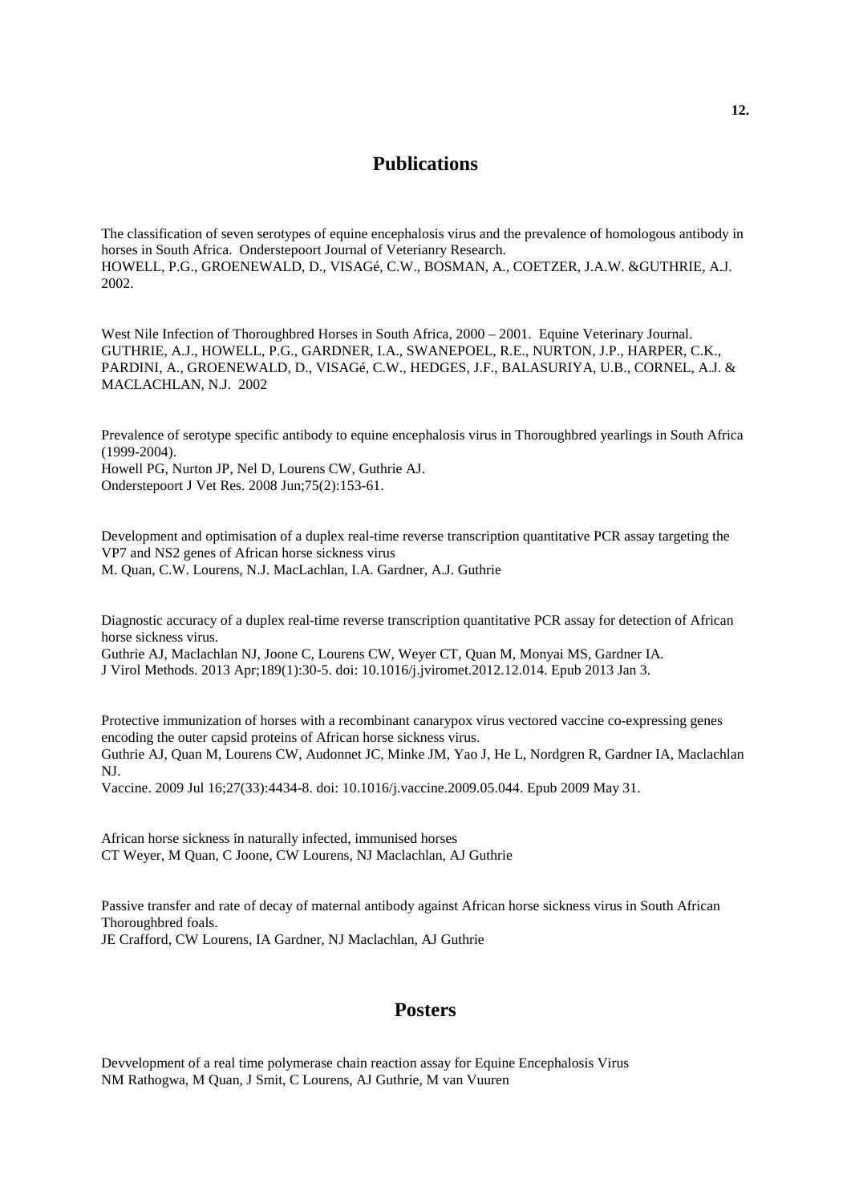## Publications

The classification of seven serotypes of equine encephalosis virus and the prevalence of homologous antibody in horses in South Africa. Onderstepoort Journal of Veterianry Research.
HOWELL, P.G., GROENEWALD, D., VISAGé, C.W., BOSMAN, A., COETZER, J.A.W. &GUTHRIE, A.J. 2002.

West Nile Infection of Thoroughbred Horses in South Africa, 2000 – 2001. Equine Veterinary Journal.
GUTHRIE, A.J., HOWELL, P.G., GARDNER, I.A., SWANEPOEL, R.E., NURTON, J.P., HARPER, C.K., PARDINI, A., GROENEWALD, D., VISAGé, C.W., HEDGES, J.F., BALASURIYA, U.B., CORNEL, A.J. & MACLACHLAN, N.J. 2002

Prevalence of serotype specific antibody to equine encephalosis virus in Thoroughbred yearlings in South Africa (1999-2004).
Howell PG, Nurton JP, Nel D, Lourens CW, Guthrie AJ.
Onderstepoort J Vet Res. 2008 Jun;75(2):153-61.

Development and optimisation of a duplex real-time reverse transcription quantitative PCR assay targeting the VP7 and NS2 genes of African horse sickness virus
M. Quan, C.W. Lourens, N.J. MacLachlan, I.A. Gardner, A.J. Guthrie

Diagnostic accuracy of a duplex real-time reverse transcription quantitative PCR assay for detection of African horse sickness virus.
Guthrie AJ, Maclachlan NJ, Joone C, Lourens CW, Weyer CT, Quan M, Monyai MS, Gardner IA.
J Virol Methods. 2013 Apr;189(1):30-5. doi: 10.1016/j.jviromet.2012.12.014. Epub 2013 Jan 3.

Protective immunization of horses with a recombinant canarypox virus vectored vaccine co-expressing genes encoding the outer capsid proteins of African horse sickness virus.
Guthrie AJ, Quan M, Lourens CW, Audonnet JC, Minke JM, Yao J, He L, Nordgren R, Gardner IA, Maclachlan NJ.
Vaccine. 2009 Jul 16;27(33):4434-8. doi: 10.1016/j.vaccine.2009.05.044. Epub 2009 May 31.

African horse sickness in naturally infected, immunised horses
CT Weyer, M Quan, C Joone, CW Lourens, NJ Maclachlan, AJ Guthrie

Passive transfer and rate of decay of maternal antibody against African horse sickness virus in South African Thoroughbred foals.
JE Crafford, CW Lourens, IA Gardner, NJ Maclachlan, AJ Guthrie

## Posters

Devvelopment of a real time polymerase chain reaction assay for Equine Encephalosis Virus
NM Rathogwa, M Quan, J Smit, C Lourens, AJ Guthrie, M van Vuuren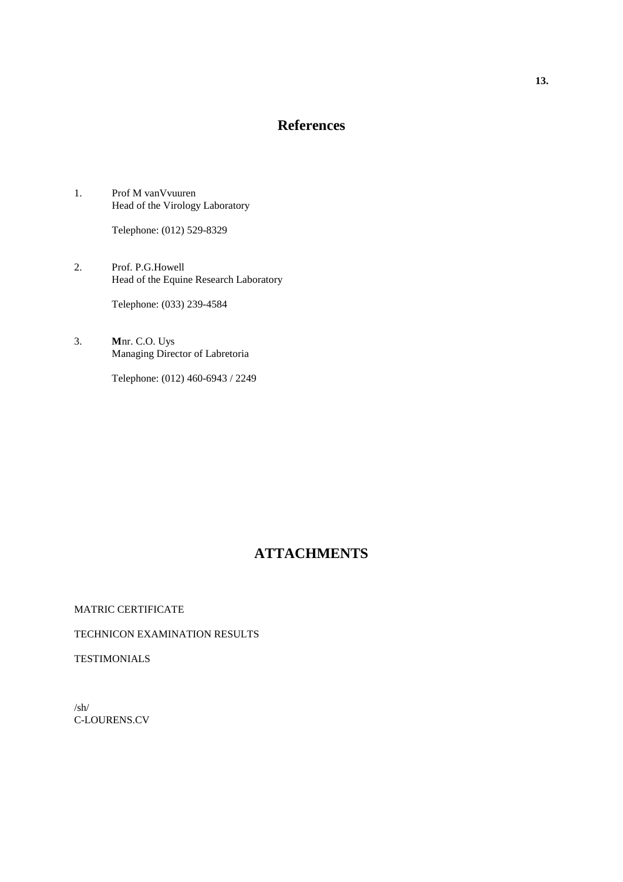## References

1. Prof M vanVvuuren
   Head of the Virology Laboratory

   Telephone: (012) 529-8329

2. Prof. P.G.Howell
   Head of the Equine Research Laboratory

   Telephone: (033) 239-4584

3. **M**nr. C.O. Uys
   Managing Director of Labretoria

   Telephone: (012) 460-6943 / 2249

## ATTACHMENTS

MATRIC CERTIFICATE

TECHNICON EXAMINATION RESULTS

TESTIMONIALS

/sh/
C-LOURENS.CV